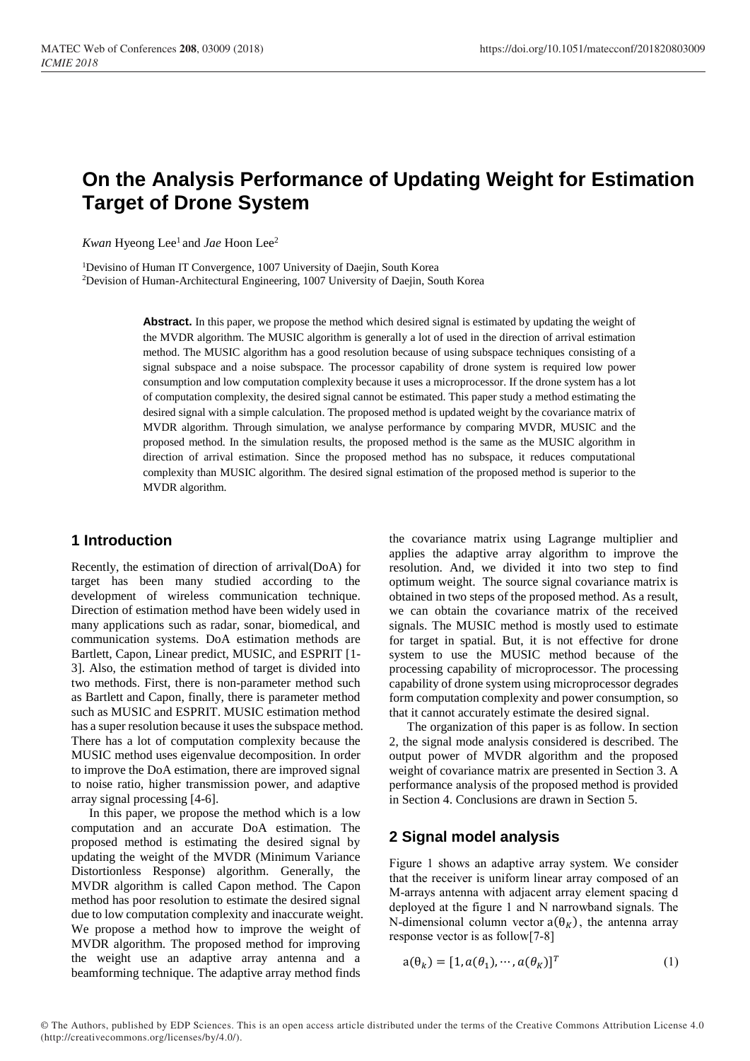# On the Analysis Performance of Updating Weight for Estimation Target of Drone System

*Kwan* Hyeong Lee[1] and *Jae* Hoon Lee[2]

[1]Devisino of Human IT Convergence, 1007 University of Daejin, South Korea
[2]Devision of Human-Architectural Engineering, 1007 University of Daejin, South Korea

**Abstract.** In this paper, we propose the method which desired signal is estimated by updating the weight of the MVDR algorithm. The MUSIC algorithm is generally a lot of used in the direction of arrival estimation method. The MUSIC algorithm has a good resolution because of using subspace techniques consisting of a signal subspace and a noise subspace. The processor capability of drone system is required low power consumption and low computation complexity because it uses a microprocessor. If the drone system has a lot of computation complexity, the desired signal cannot be estimated. This paper study a method estimating the desired signal with a simple calculation. The proposed method is updated weight by the covariance matrix of MVDR algorithm. Through simulation, we analyse performance by comparing MVDR, MUSIC and the proposed method. In the simulation results, the proposed method is the same as the MUSIC algorithm in direction of arrival estimation. Since the proposed method has no subspace, it reduces computational complexity than MUSIC algorithm. The desired signal estimation of the proposed method is superior to the MVDR algorithm.

## 1 Introduction

Recently, the estimation of direction of arrival(DoA) for target has been many studied according to the development of wireless communication technique. Direction of estimation method have been widely used in many applications such as radar, sonar, biomedical, and communication systems. DoA estimation methods are Bartlett, Capon, Linear predict, MUSIC, and ESPRIT [1-3]. Also, the estimation method of target is divided into two methods. First, there is non-parameter method such as Bartlett and Capon, finally, there is parameter method such as MUSIC and ESPRIT. MUSIC estimation method has a super resolution because it uses the subspace method. There has a lot of computation complexity because the MUSIC method uses eigenvalue decomposition. In order to improve the DoA estimation, there are improved signal to noise ratio, higher transmission power, and adaptive array signal processing [4-6].

In this paper, we propose the method which is a low computation and an accurate DoA estimation. The proposed method is estimating the desired signal by updating the weight of the MVDR (Minimum Variance Distortionless Response) algorithm. Generally, the MVDR algorithm is called Capon method. The Capon method has poor resolution to estimate the desired signal due to low computation complexity and inaccurate weight. We propose a method how to improve the weight of MVDR algorithm. The proposed method for improving the weight use an adaptive array antenna and a beamforming technique. The adaptive array method finds the covariance matrix using Lagrange multiplier and applies the adaptive array algorithm to improve the resolution. And, we divided it into two step to find optimum weight. The source signal covariance matrix is obtained in two steps of the proposed method. As a result, we can obtain the covariance matrix of the received signals. The MUSIC method is mostly used to estimate for target in spatial. But, it is not effective for drone system to use the MUSIC method because of the processing capability of microprocessor. The processing capability of drone system using microprocessor degrades form computation complexity and power consumption, so that it cannot accurately estimate the desired signal.

The organization of this paper is as follow. In section 2, the signal mode analysis considered is described. The output power of MVDR algorithm and the proposed weight of covariance matrix are presented in Section 3. A performance analysis of the proposed method is provided in Section 4. Conclusions are drawn in Section 5.

## 2 Signal model analysis

Figure 1 shows an adaptive array system. We consider that the receiver is uniform linear array composed of an M-arrays antenna with adjacent array element spacing d deployed at the figure 1 and N narrowband signals. The N-dimensional column vector $\mathrm{a}(\theta_K)$, the antenna array response vector is as follow[7-8]

$$\mathrm{a}(\theta_k) = [1, a(\theta_1), \cdots, a(\theta_K)]^T \tag{1}$$

© The Authors, published by EDP Sciences. This is an open access article distributed under the terms of the Creative Commons Attribution License 4.0 (http://creativecommons.org/licenses/by/4.0/).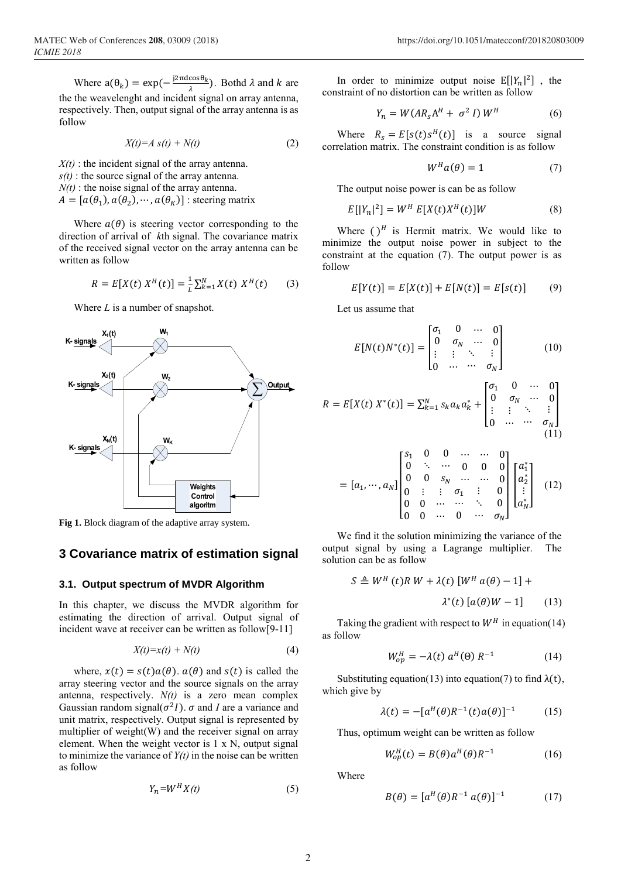Where $a(\theta_k) = \exp(-\frac{j2\pi d\cos\theta_k}{\lambda})$. Bothd $\lambda$ and $k$ are the the weavelenght and incident signal on array antenna, respectively. Then, output signal of the array antenna is as follow

$$X(t)=A\, s(t) + N(t) \tag{2}$$

$X(t)$ : the incident signal of the array antenna.
$s(t)$ : the source signal of the array antenna.
$N(t)$ : the noise signal of the array antenna.
$A = [a(\theta_1), a(\theta_2), \cdots, a(\theta_K)]$ : steering matrix

Where $a(\theta)$ is steering vector corresponding to the direction of arrival of $k$th signal. The covariance matrix of the received signal vector on the array antenna can be written as follow

$$R = E[X(t)\, X^H(t)] = \frac{1}{L}\sum_{k=1}^{N} X(t)\, X^H(t) \tag{3}$$

Where $L$ is a number of snapshot.

**Fig 1.** Block diagram of the adaptive array system.

## 3 Covariance matrix of estimation signal

### 3.1. Output spectrum of MVDR Algorithm

In this chapter, we discuss the MVDR algorithm for estimating the direction of arrival. Output signal of incident wave at receiver can be written as follow[9-11]

$$X(t)=x(t) + N(t) \tag{4}$$

where, $x(t) = s(t)a(\theta)$. $a(\theta)$ and $s(t)$ is called the array steering vector and the source signals on the array antenna, respectively. $N(t)$ is a zero mean complex Gaussian random signal($\sigma^2 I$). $\sigma$ and $I$ are a variance and unit matrix, respectively. Output signal is represented by multiplier of weight(W) and the receiver signal on array element. When the weight vector is 1 x N, output signal to minimize the variance of $Y(t)$ in the noise can be written as follow

$$Y_n = W^H X(t) \tag{5}$$

In order to minimize output noise $E[|Y_n|^2]$ , the constraint of no distortion can be written as follow

$$Y_n = W(AR_s A^H + \sigma^2 I)\, W^H \tag{6}$$

Where $R_s = E[s(t)s^H(t)]$ is a source signal correlation matrix. The constraint condition is as follow

$$W^H a(\theta) = 1 \tag{7}$$

The output noise power is can be as follow

$$E[|Y_n|^2] = W^H\, E[X(t)X^H(t)]W \tag{8}$$

Where $()^H$ is Hermit matrix. We would like to minimize the output noise power in subject to the constraint at the equation (7). The output power is as follow

$$E[Y(t)] = E[X(t)] + E[N(t)] = E[s(t)] \tag{9}$$

Let us assume that

$$E[N(t)N^*(t)] = \begin{bmatrix} \sigma_1 & 0 & \cdots & 0 \\ 0 & \sigma_N & \cdots & 0 \\ \vdots & \vdots & \ddots & \vdots \\ 0 & \cdots & \cdots & \sigma_N \end{bmatrix} \tag{10}$$

$$R = E[X(t)\, X^*(t)] = \sum_{k=1}^{N} s_k a_k a_k^* + \begin{bmatrix} \sigma_1 & 0 & \cdots & 0 \\ 0 & \sigma_N & \cdots & 0 \\ \vdots & \vdots & \ddots & \vdots \\ 0 & \cdots & \cdots & \sigma_N \end{bmatrix} \tag{11}$$

$$= [a_1, \cdots, a_N] \begin{bmatrix} s_1 & 0 & 0 & \cdots & \cdots & 0 \\ 0 & \ddots & \cdots & 0 & 0 & 0 \\ 0 & 0 & s_N & \cdots & \cdots & 0 \\ 0 & \vdots & \vdots & \sigma_1 & \vdots & 0 \\ 0 & 0 & \cdots & \cdots & \ddots & 0 \\ 0 & 0 & \cdots & 0 & \cdots & \sigma_N \end{bmatrix} \begin{bmatrix} a_1^* \\ a_2^* \\ \vdots \\ a_N^* \end{bmatrix} \tag{12}$$

We find it the solution minimizing the variance of the output signal by using a Lagrange multiplier. The solution can be as follow

$$S \triangleq W^H(t)R\, W + \lambda(t)\, [W^H a(\theta) - 1] + \lambda^*(t)\, [a(\theta)W - 1] \tag{13}$$

Taking the gradient with respect to $W^H$ in equation(14) as follow

$$W_{op}^H = -\lambda(t)\, a^H(\Theta)\, R^{-1} \tag{14}$$

Substituting equation(13) into equation(7) to find $\lambda(t)$, which give by

$$\lambda(t) = -[a^H(\theta)R^{-1}(t)a(\theta)]^{-1} \tag{15}$$

Thus, optimum weight can be written as follow

$$W_{op}^H(t) = B(\theta)a^H(\theta)R^{-1} \tag{16}$$

Where

$$B(\theta) = [a^H(\theta)R^{-1}\, a(\theta)]^{-1} \tag{17}$$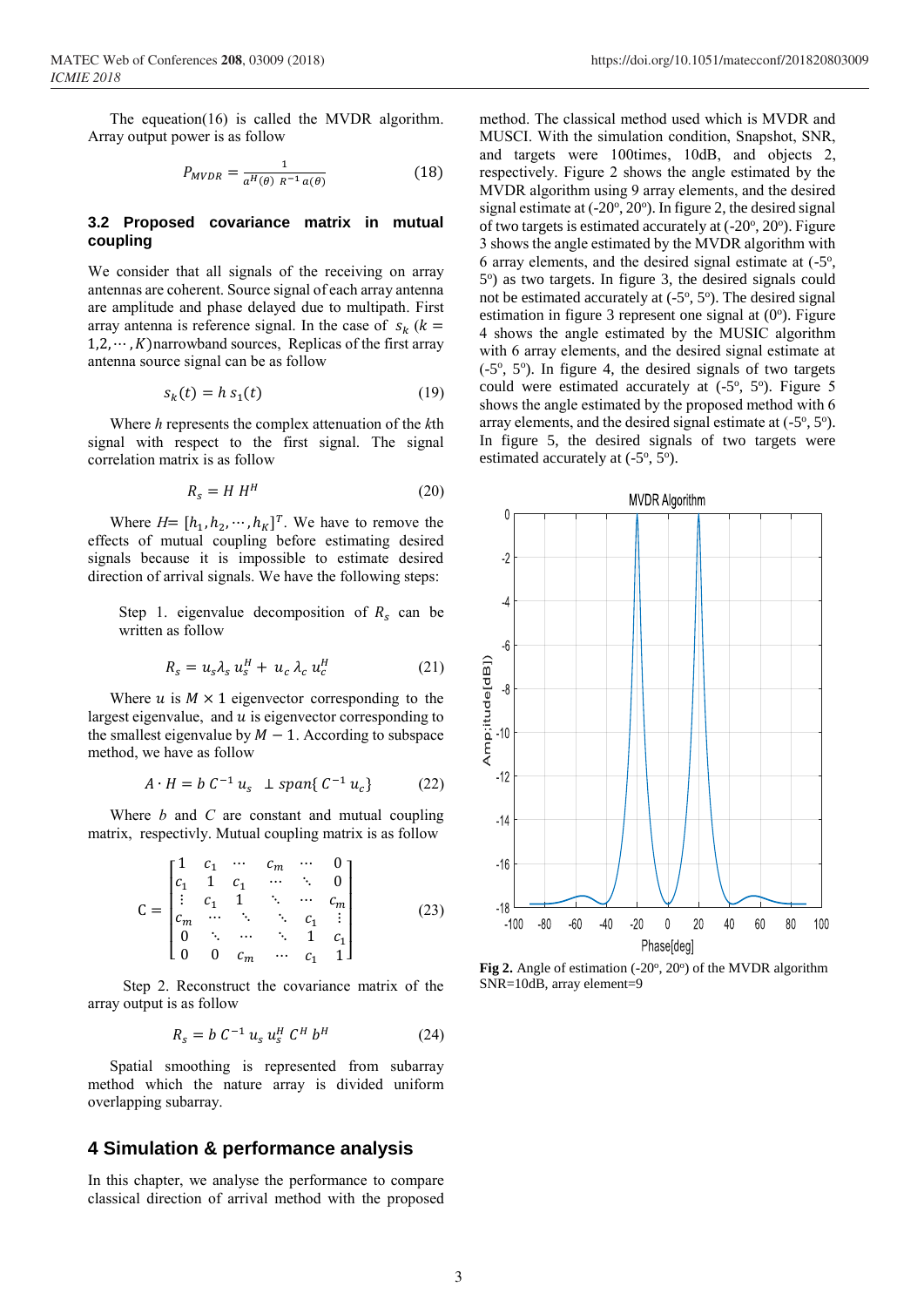The equation(16) is called the MVDR algorithm. Array output power is as follow

$$P_{MVDR} = \frac{1}{a^H(\theta)\ R^{-1}\,a(\theta)} \tag{18}$$

### 3.2 Proposed covariance matrix in mutual coupling

We consider that all signals of the receiving on array antennas are coherent. Source signal of each array antenna are amplitude and phase delayed due to multipath. First array antenna is reference signal. In the case of $s_k$ $(k = 1,2,\cdots,K)$narrowband sources, Replicas of the first array antenna source signal can be as follow

$$s_k(t) = h\, s_1(t) \tag{19}$$

Where $h$ represents the complex attenuation of the $k$th signal with respect to the first signal. The signal correlation matrix is as follow

$$R_s = H\, H^H \tag{20}$$

Where $H = [h_1, h_2, \cdots, h_K]^T$. We have to remove the effects of mutual coupling before estimating desired signals because it is impossible to estimate desired direction of arrival signals. We have the following steps:

Step 1. eigenvalue decomposition of $R_s$ can be written as follow

$$R_s = u_s \lambda_s\, u_s^H + u_c\, \lambda_c\, u_c^H \tag{21}$$

Where $u$ is $M \times 1$ eigenvector corresponding to the largest eigenvalue, and $u$ is eigenvector corresponding to the smallest eigenvalue by $M-1$. According to subspace method, we have as follow

$$A \cdot H = b\, C^{-1}\, u_s \quad \perp span\{\, C^{-1}\, u_c\} \tag{22}$$

Where $b$ and $C$ are constant and mutual coupling matrix, respectivly. Mutual coupling matrix is as follow

$$\mathrm{C} = \begin{bmatrix} 1 & c_1 & \cdots & c_m & \cdots & 0 \\ c_1 & 1 & c_1 & \cdots & \ddots & 0 \\ \vdots & c_1 & 1 & \ddots & \cdots & c_m \\ c_m & \cdots & \ddots & \ddots & c_1 & \vdots \\ 0 & \ddots & \cdots & \ddots & 1 & c_1 \\ 0 & 0 & c_m & \cdots & c_1 & 1 \end{bmatrix} \tag{23}$$

Step 2. Reconstruct the covariance matrix of the array output is as follow

$$R_s = b\, C^{-1}\, u_s\, u_s^H\, C^H\, b^H \tag{24}$$

Spatial smoothing is represented from subarray method which the nature array is divided uniform overlapping subarray.

## 4 Simulation & performance analysis

In this chapter, we analyse the performance to compare classical direction of arrival method with the proposed method. The classical method used which is MVDR and MUSCI. With the simulation condition, Snapshot, SNR, and targets were 100times, 10dB, and objects 2, respectively. Figure 2 shows the angle estimated by the MVDR algorithm using 9 array elements, and the desired signal estimate at (-20°, 20°). In figure 2, the desired signal of two targets is estimated accurately at (-20°, 20°). Figure 3 shows the angle estimated by the MVDR algorithm with 6 array elements, and the desired signal estimate at (-5°, 5°) as two targets. In figure 3, the desired signals could not be estimated accurately at (-5°, 5°). The desired signal estimation in figure 3 represent one signal at (0°). Figure 4 shows the angle estimated by the MUSIC algorithm with 6 array elements, and the desired signal estimate at (-5°, 5°). In figure 4, the desired signals of two targets could were estimated accurately at (-5°, 5°). Figure 5 shows the angle estimated by the proposed method with 6 array elements, and the desired signal estimate at (-5°, 5°). In figure 5, the desired signals of two targets were estimated accurately at (-5°, 5°).

**Fig 2.** Angle of estimation (-20°, 20°) of the MVDR algorithm SNR=10dB, array element=9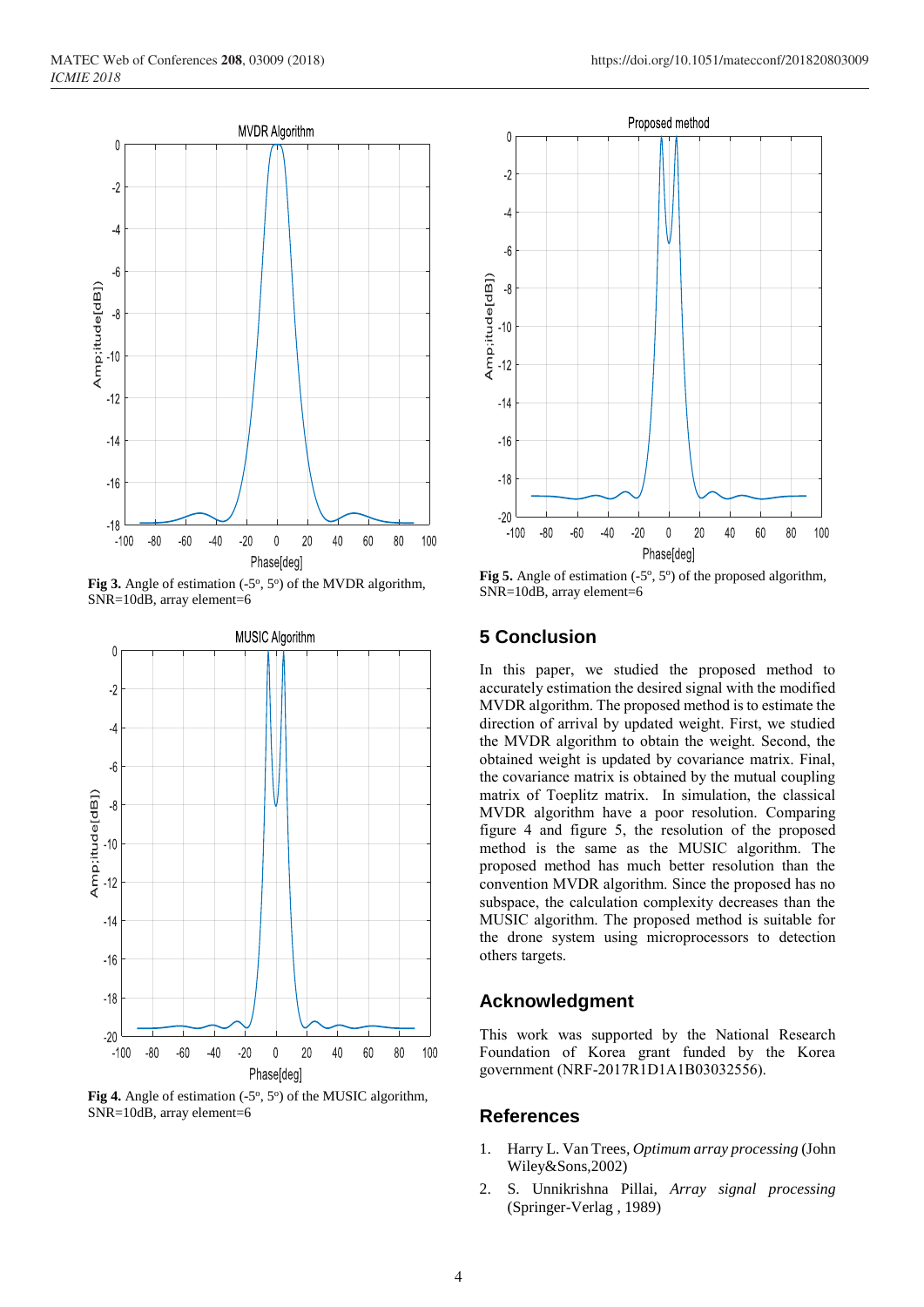**Fig 3.** Angle of estimation (-5º, 5º) of the MVDR algorithm, SNR=10dB, array element=6

**Fig 4.** Angle of estimation (-5º, 5º) of the MUSIC algorithm, SNR=10dB, array element=6

**Fig 5.** Angle of estimation (-5º, 5º) of the proposed algorithm, SNR=10dB, array element=6

## 5 Conclusion

In this paper, we studied the proposed method to accurately estimation the desired signal with the modified MVDR algorithm. The proposed method is to estimate the direction of arrival by updated weight. First, we studied the MVDR algorithm to obtain the weight. Second, the obtained weight is updated by covariance matrix. Final, the covariance matrix is obtained by the mutual coupling matrix of Toeplitz matrix. In simulation, the classical MVDR algorithm have a poor resolution. Comparing figure 4 and figure 5, the resolution of the proposed method is the same as the MUSIC algorithm. The proposed method has much better resolution than the convention MVDR algorithm. Since the proposed has no subspace, the calculation complexity decreases than the MUSIC algorithm. The proposed method is suitable for the drone system using microprocessors to detection others targets.

## Acknowledgment

This work was supported by the National Research Foundation of Korea grant funded by the Korea government (NRF-2017R1D1A1B03032556).

## References

1. Harry L. Van Trees, *Optimum array processing* (John Wiley&Sons,2002)
2. S. Unnikrishna Pillai, *Array signal processing* (Springer-Verlag , 1989)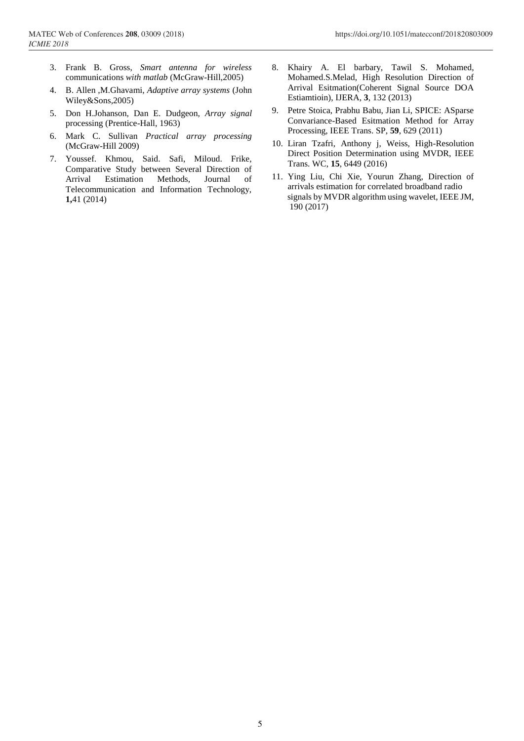3. Frank B. Gross, *Smart antenna for wireless* communications *with matlab* (McGraw-Hill,2005)
4. B. Allen ,M.Ghavami, *Adaptive array systems* (John Wiley&Sons,2005)
5. Don H.Johanson, Dan E. Dudgeon, *Array signal* processing (Prentice-Hall, 1963)
6. Mark C. Sullivan *Practical array processing* (McGraw-Hill 2009)
7. Youssef. Khmou, Said. Safi, Miloud. Frike, Comparative Study between Several Direction of Arrival Estimation Methods, Journal of Telecommunication and Information Technology, **1,**41 (2014)
8. Khairy A. El barbary, Tawil S. Mohamed, Mohamed.S.Melad, High Resolution Direction of Arrival Esitmation(Coherent Signal Source DOA Estiamtioin), IJERA, **3**, 132 (2013)
9. Petre Stoica, Prabhu Babu, Jian Li, SPICE: ASparse Convariance-Based Esitmation Method for Array Processing, IEEE Trans. SP, **59**, 629 (2011)
10. Liran Tzafri, Anthony j, Weiss, High-Resolution Direct Position Determination using MVDR, IEEE Trans. WC, **15**, 6449 (2016)
11. Ying Liu, Chi Xie, Yourun Zhang, Direction of arrivals estimation for correlated broadband radio signals by MVDR algorithm using wavelet, IEEE JM, 190 (2017)